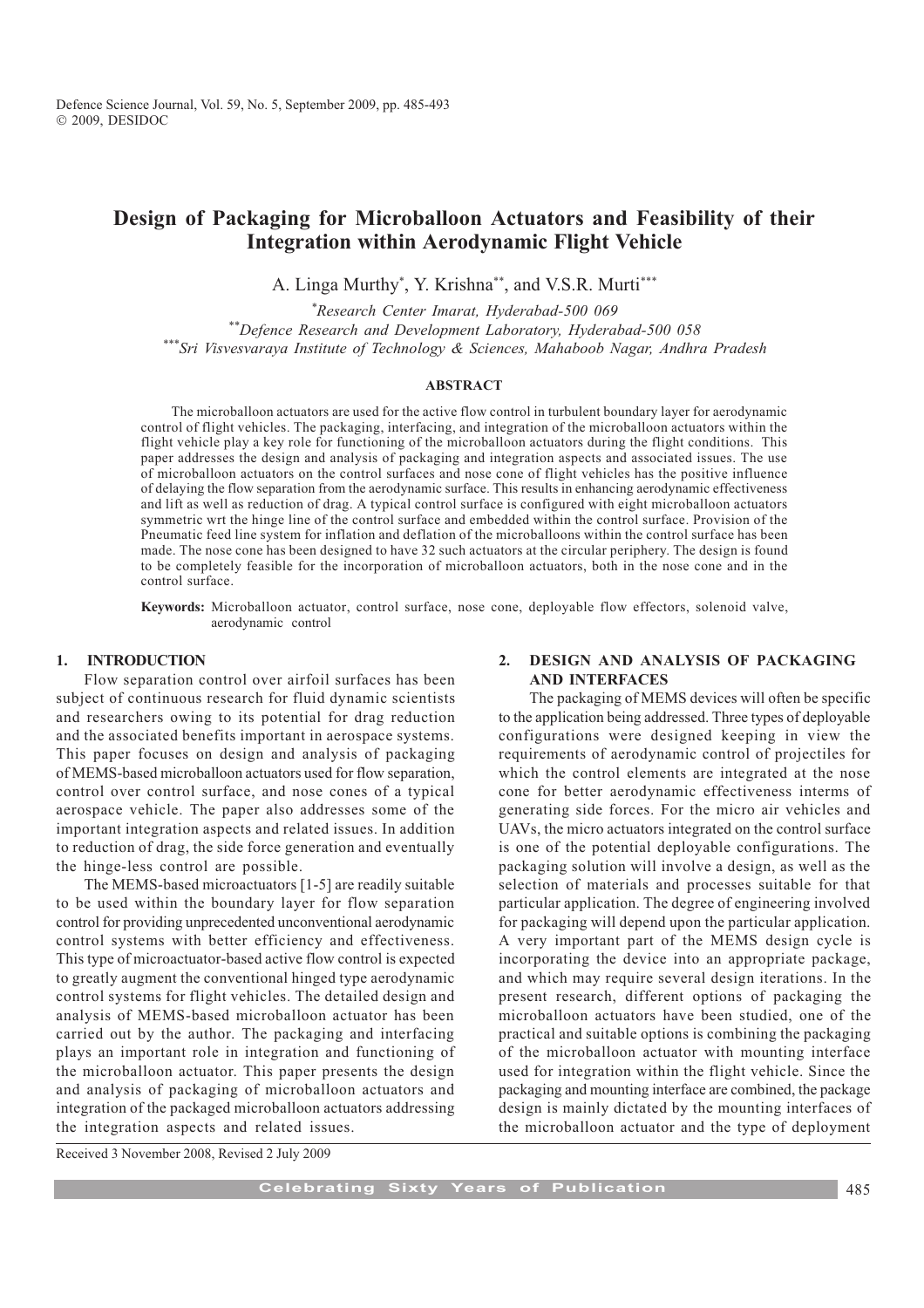# Design of Packaging for Microballoon Actuators and Feasibility of their Integration within Aerodynamic Flight Vehicle

A. Linga Murthy[*], Y. Krishna[**], and V.S.R. Murti[***]

[*]*Research Center Imarat, Hyderabad-500 069*
[**]*Defence Research and Development Laboratory, Hyderabad-500 058*
[***]*Sri Visvesvaraya Institute of Technology & Sciences, Mahaboob Nagar, Andhra Pradesh*

## ABSTRACT

The microballoon actuators are used for the active flow control in turbulent boundary layer for aerodynamic control of flight vehicles. The packaging, interfacing, and integration of the microballoon actuators within the flight vehicle play a key role for functioning of the microballoon actuators during the flight conditions. This paper addresses the design and analysis of packaging and integration aspects and associated issues. The use of microballoon actuators on the control surfaces and nose cone of flight vehicles has the positive influence of delaying the flow separation from the aerodynamic surface. This results in enhancing aerodynamic effectiveness and lift as well as reduction of drag. A typical control surface is configured with eight microballoon actuators symmetric wrt the hinge line of the control surface and embedded within the control surface. Provision of the Pneumatic feed line system for inflation and deflation of the microballoons within the control surface has been made. The nose cone has been designed to have 32 such actuators at the circular periphery. The design is found to be completely feasible for the incorporation of microballoon actuators, both in the nose cone and in the control surface.

**Keywords:** Microballoon actuator, control surface, nose cone, deployable flow effectors, solenoid valve, aerodynamic control

## 1. INTRODUCTION

Flow separation control over airfoil surfaces has been subject of continuous research for fluid dynamic scientists and researchers owing to its potential for drag reduction and the associated benefits important in aerospace systems. This paper focuses on design and analysis of packaging of MEMS-based microballoon actuators used for flow separation, control over control surface, and nose cones of a typical aerospace vehicle. The paper also addresses some of the important integration aspects and related issues. In addition to reduction of drag, the side force generation and eventually the hinge-less control are possible.

The MEMS-based microactuators [1-5] are readily suitable to be used within the boundary layer for flow separation control for providing unprecedented unconventional aerodynamic control systems with better efficiency and effectiveness. This type of microactuator-based active flow control is expected to greatly augment the conventional hinged type aerodynamic control systems for flight vehicles. The detailed design and analysis of MEMS-based microballoon actuator has been carried out by the author. The packaging and interfacing plays an important role in integration and functioning of the microballoon actuator. This paper presents the design and analysis of packaging of microballoon actuators and integration of the packaged microballoon actuators addressing the integration aspects and related issues.

## 2. DESIGN AND ANALYSIS OF PACKAGING AND INTERFACES

The packaging of MEMS devices will often be specific to the application being addressed. Three types of deployable configurations were designed keeping in view the requirements of aerodynamic control of projectiles for which the control elements are integrated at the nose cone for better aerodynamic effectiveness interms of generating side forces. For the micro air vehicles and UAVs, the micro actuators integrated on the control surface is one of the potential deployable configurations. The packaging solution will involve a design, as well as the selection of materials and processes suitable for that particular application. The degree of engineering involved for packaging will depend upon the particular application. A very important part of the MEMS design cycle is incorporating the device into an appropriate package, and which may require several design iterations. In the present research, different options of packaging the microballoon actuators have been studied, one of the practical and suitable options is combining the packaging of the microballoon actuator with mounting interface used for integration within the flight vehicle. Since the packaging and mounting interface are combined, the package design is mainly dictated by the mounting interfaces of the microballoon actuator and the type of deployment

Received 3 November 2008, Revised 2 July 2009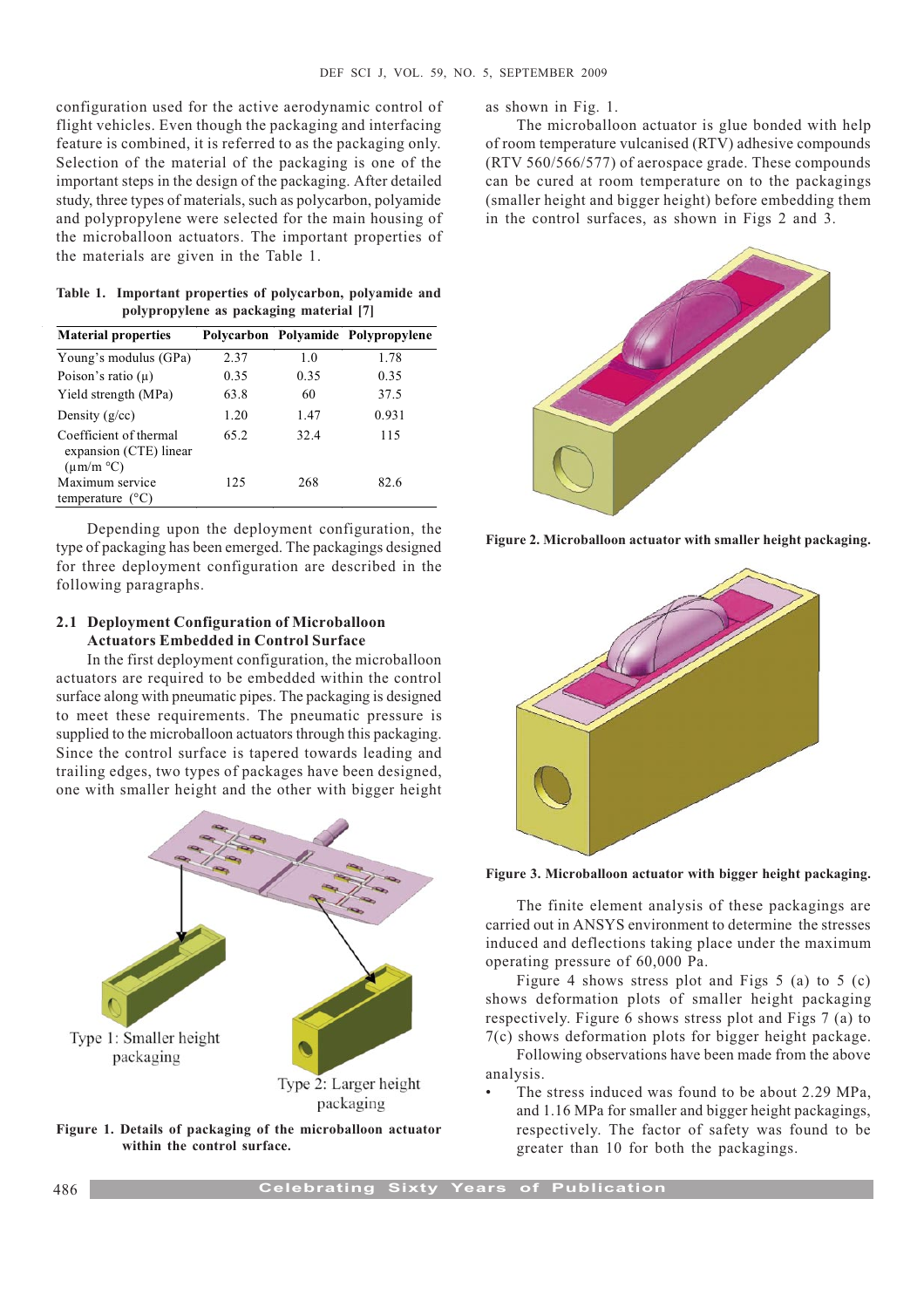configuration used for the active aerodynamic control of flight vehicles. Even though the packaging and interfacing feature is combined, it is referred to as the packaging only. Selection of the material of the packaging is one of the important steps in the design of the packaging. After detailed study, three types of materials, such as polycarbon, polyamide and polypropylene were selected for the main housing of the microballoon actuators. The important properties of the materials are given in the Table 1.

**Table 1. Important properties of polycarbon, polyamide and polypropylene as packaging material [7]**

| Material properties | Polycarbon | Polyamide | Polypropylene |
|---|---|---|---|
| Young's modulus (GPa) | 2.37 | 1.0 | 1.78 |
| Poison's ratio (μ) | 0.35 | 0.35 | 0.35 |
| Yield strength (MPa) | 63.8 | 60 | 37.5 |
| Density (g/cc) | 1.20 | 1.47 | 0.931 |
| Coefficient of thermal expansion (CTE) linear (μm/m °C) | 65.2 | 32.4 | 115 |
| Maximum service temperature (°C) | 125 | 268 | 82.6 |

Depending upon the deployment configuration, the type of packaging has been emerged. The packagings designed for three deployment configuration are described in the following paragraphs.

### 2.1 Deployment Configuration of Microballoon Actuators Embedded in Control Surface

In the first deployment configuration, the microballoon actuators are required to be embedded within the control surface along with pneumatic pipes. The packaging is designed to meet these requirements. The pneumatic pressure is supplied to the microballoon actuators through this packaging. Since the control surface is tapered towards leading and trailing edges, two types of packages have been designed, one with smaller height and the other with bigger height as shown in Fig. 1.

Type 1: Smaller height packaging

Type 2: Larger height packaging

**Figure 1. Details of packaging of the microballoon actuator within the control surface.**

The microballoon actuator is glue bonded with help of room temperature vulcanised (RTV) adhesive compounds (RTV 560/566/577) of aerospace grade. These compounds can be cured at room temperature on to the packagings (smaller height and bigger height) before embedding them in the control surfaces, as shown in Figs 2 and 3.

**Figure 2. Microballoon actuator with smaller height packaging.**

**Figure 3. Microballoon actuator with bigger height packaging.**

The finite element analysis of these packagings are carried out in ANSYS environment to determine the stresses induced and deflections taking place under the maximum operating pressure of 60,000 Pa.

Figure 4 shows stress plot and Figs 5 (a) to 5 (c) shows deformation plots of smaller height packaging respectively. Figure 6 shows stress plot and Figs 7 (a) to 7(c) shows deformation plots for bigger height package.

Following observations have been made from the above analysis.

- The stress induced was found to be about 2.29 MPa, and 1.16 MPa for smaller and bigger height packagings, respectively. The factor of safety was found to be greater than 10 for both the packagings.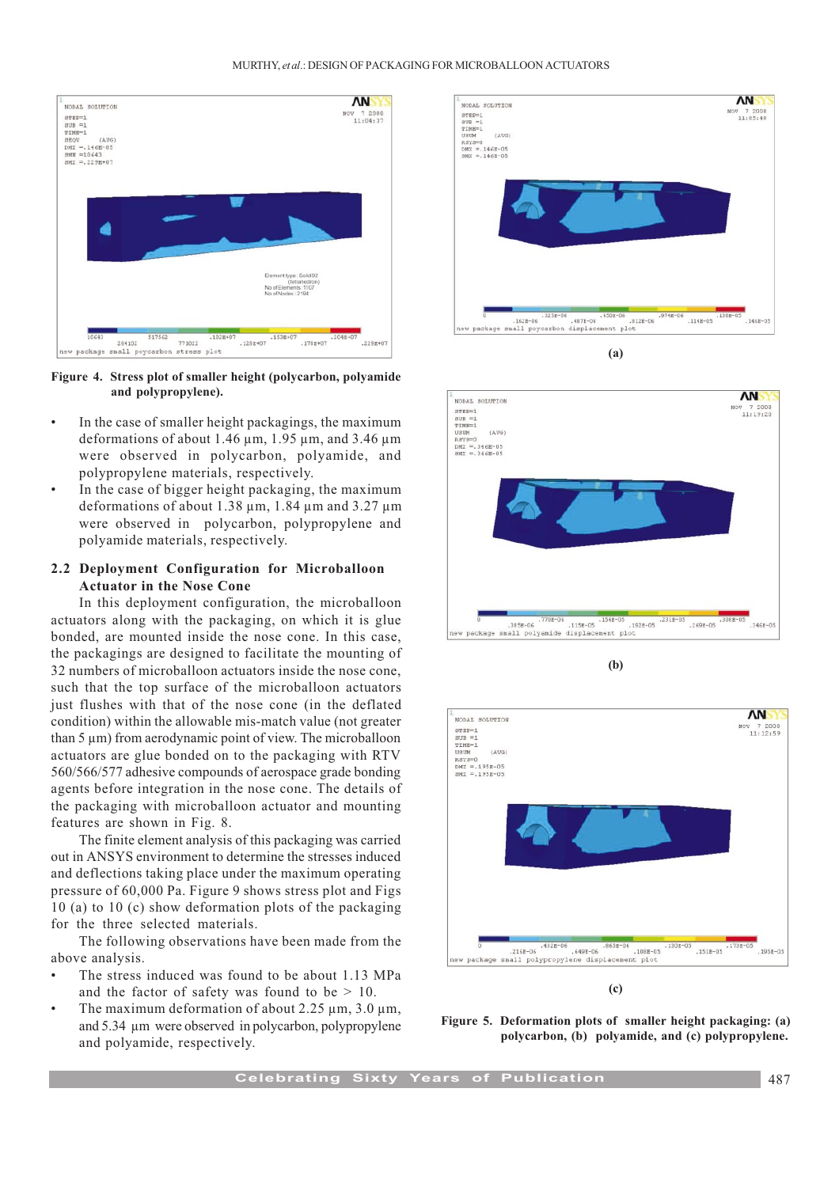Figure 4. Stress plot of smaller height (polycarbon, polyamide and polypropylene).

- In the case of smaller height packagings, the maximum deformations of about 1.46 µm, 1.95 µm, and 3.46 µm were observed in polycarbon, polyamide, and polypropylene materials, respectively.
- In the case of bigger height packaging, the maximum deformations of about 1.38 µm, 1.84 µm and 3.27 µm were observed in polycarbon, polypropylene and polyamide materials, respectively.

### 2.2 Deployment Configuration for Microballoon Actuator in the Nose Cone

In this deployment configuration, the microballoon actuators along with the packaging, on which it is glue bonded, are mounted inside the nose cone. In this case, the packagings are designed to facilitate the mounting of 32 numbers of microballoon actuators inside the nose cone, such that the top surface of the microballoon actuators just flushes with that of the nose cone (in the deflated condition) within the allowable mis-match value (not greater than 5 µm) from aerodynamic point of view. The microballoon actuators are glue bonded on to the packaging with RTV 560/566/577 adhesive compounds of aerospace grade bonding agents before integration in the nose cone. The details of the packaging with microballoon actuator and mounting features are shown in Fig. 8.

The finite element analysis of this packaging was carried out in ANSYS environment to determine the stresses induced and deflections taking place under the maximum operating pressure of 60,000 Pa. Figure 9 shows stress plot and Figs 10 (a) to 10 (c) show deformation plots of the packaging for the three selected materials.

The following observations have been made from the above analysis.

- The stress induced was found to be about 1.13 MPa and the factor of safety was found to be > 10.
- The maximum deformation of about 2.25 µm, 3.0 µm, and 5.34 µm were observed in polycarbon, polypropylene and polyamide, respectively.

(a)

(b)

(c)

Figure 5. Deformation plots of smaller height packaging: (a) polycarbon, (b) polyamide, and (c) polypropylene.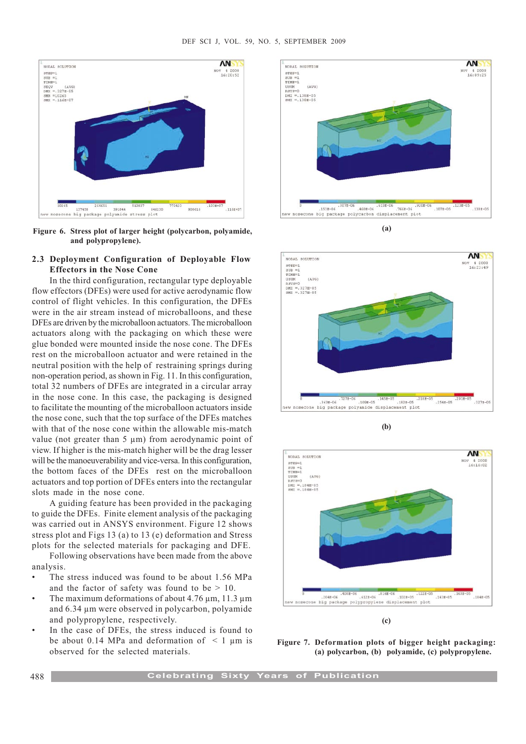Figure 6. Stress plot of larger height (polycarbon, polyamide, and polypropylene).

### 2.3 Deployment Configuration of Deployable Flow Effectors in the Nose Cone

In the third configuration, rectangular type deployable flow effectors (DFEs) were used for active aerodynamic flow control of flight vehicles. In this configuration, the DFEs were in the air stream instead of microballoons, and these DFEs are driven by the microballoon actuators. The microballoon actuators along with the packaging on which these were glue bonded were mounted inside the nose cone. The DFEs rest on the microballoon actuator and were retained in the neutral position with the help of restraining springs during non-operation period, as shown in Fig. 11. In this configuration, total 32 numbers of DFEs are integrated in a circular array in the nose cone. In this case, the packaging is designed to facilitate the mounting of the microballoon actuators inside the nose cone, such that the top surface of the DFEs matches with that of the nose cone within the allowable mis-match value (not greater than 5 µm) from aerodynamic point of view. If higher is the mis-match higher will be the drag lesser will be the manoeuverability and vice-versa. In this configuration, the bottom faces of the DFEs rest on the microballoon actuators and top portion of DFEs enters into the rectangular slots made in the nose cone.

A guiding feature has been provided in the packaging to guide the DFEs. Finite element analysis of the packaging was carried out in ANSYS environment. Figure 12 shows stress plot and Figs 13 (a) to 13 (e) deformation and Stress plots for the selected materials for packaging and DFE.

Following observations have been made from the above analysis.

- The stress induced was found to be about 1.56 MPa and the factor of safety was found to be > 10.
- The maximum deformations of about 4.76 µm, 11.3 µm and 6.34 µm were observed in polycarbon, polyamide and polypropylene, respectively.
- In the case of DFEs, the stress induced is found to be about 0.14 MPa and deformation of < 1 µm is observed for the selected materials.

(a)

(b)

(c)

Figure 7. Deformation plots of bigger height packaging: (a) polycarbon, (b) polyamide, (c) polypropylene.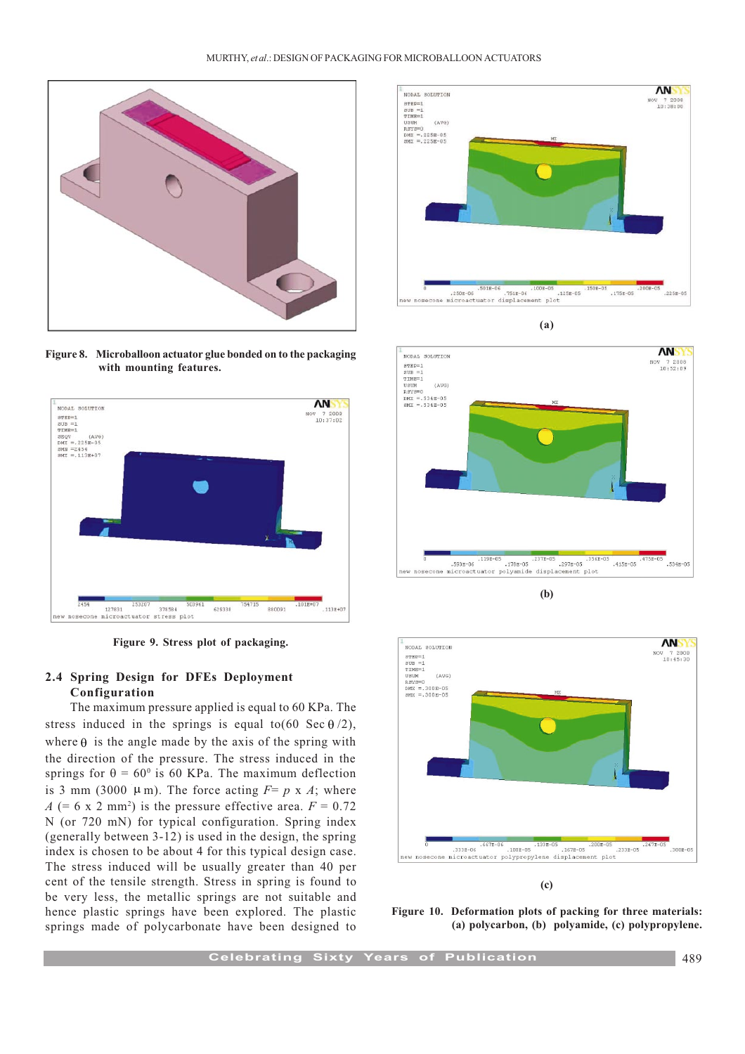Figure 8. Microballoon actuator glue bonded on to the packaging with mounting features.

Figure 9. Stress plot of packaging.

## 2.4 Spring Design for DFEs Deployment Configuration

The maximum pressure applied is equal to 60 KPa. The stress induced in the springs is equal to(60 Sec $\theta$/2), where $\theta$ is the angle made by the axis of the spring with the direction of the pressure. The stress induced in the springs for $\theta = 60^0$ is 60 KPa. The maximum deflection is 3 mm (3000 $\mu$m). The force acting $F = p \times A$; where $A$ (= 6 x 2 mm$^2$) is the pressure effective area. $F$ = 0.72 N (or 720 mN) for typical configuration. Spring index (generally between 3-12) is used in the design, the spring index is chosen to be about 4 for this typical design case. The stress induced will be usually greater than 40 per cent of the tensile strength. Stress in spring is found to be very less, the metallic springs are not suitable and hence plastic springs have been explored. The plastic springs made of polycarbonate have been designed to

(a)

(b)

(c)

Figure 10. Deformation plots of packing for three materials: (a) polycarbon, (b) polyamide, (c) polypropylene.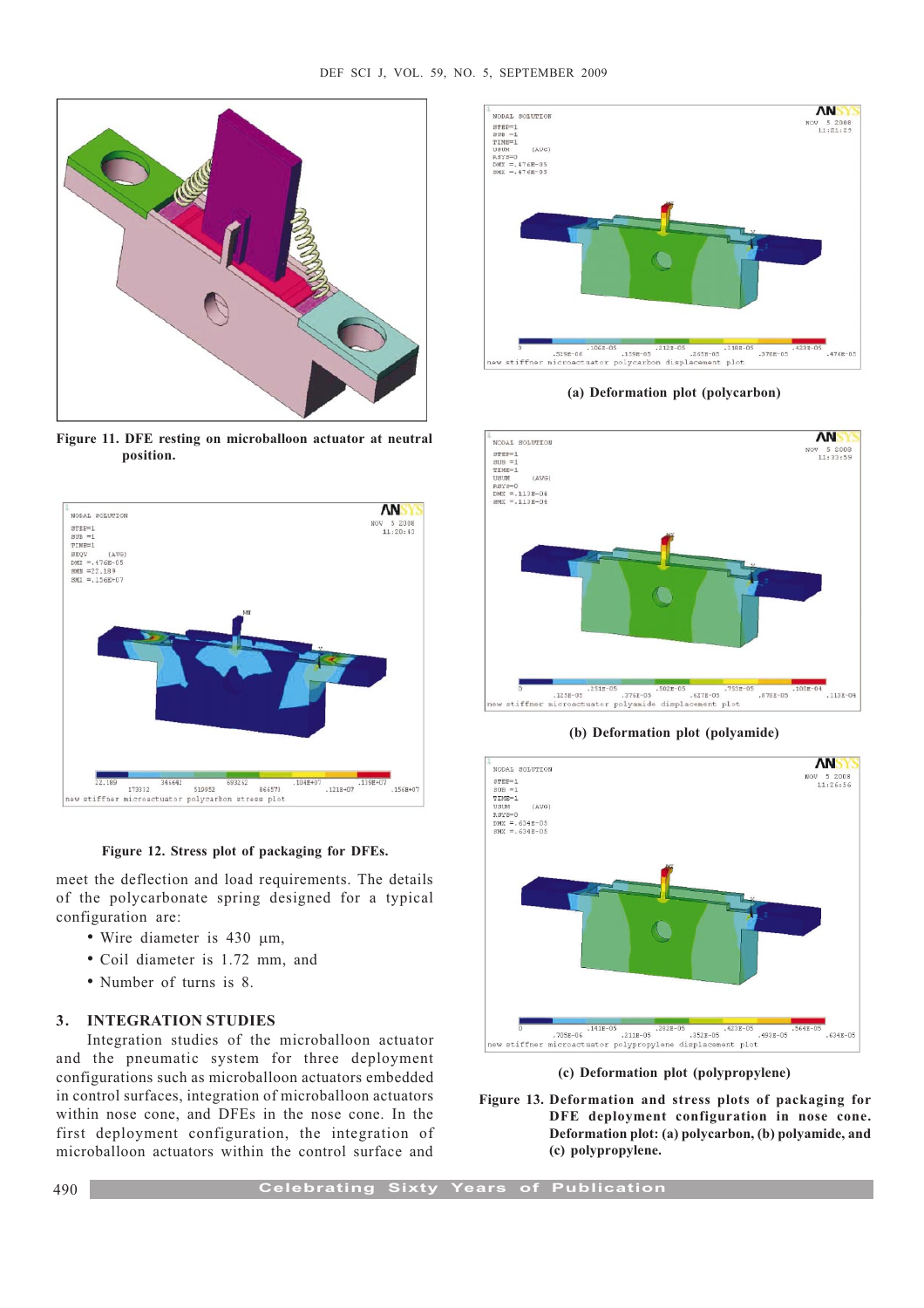Figure 11. DFE resting on microballoon actuator at neutral position.

Figure 12. Stress plot of packaging for DFEs.

meet the deflection and load requirements. The details of the polycarbonate spring designed for a typical configuration are:

- Wire diameter is 430 µm,
- Coil diameter is 1.72 mm, and
- Number of turns is 8.

## 3. INTEGRATION STUDIES

Integration studies of the microballoon actuator and the pneumatic system for three deployment configurations such as microballoon actuators embedded in control surfaces, integration of microballoon actuators within nose cone, and DFEs in the nose cone. In the first deployment configuration, the integration of microballoon actuators within the control surface and

(a) Deformation plot (polycarbon)

(b) Deformation plot (polyamide)

(c) Deformation plot (polypropylene)

Figure 13. Deformation and stress plots of packaging for DFE deployment configuration in nose cone. Deformation plot: (a) polycarbon, (b) polyamide, and (c) polypropylene.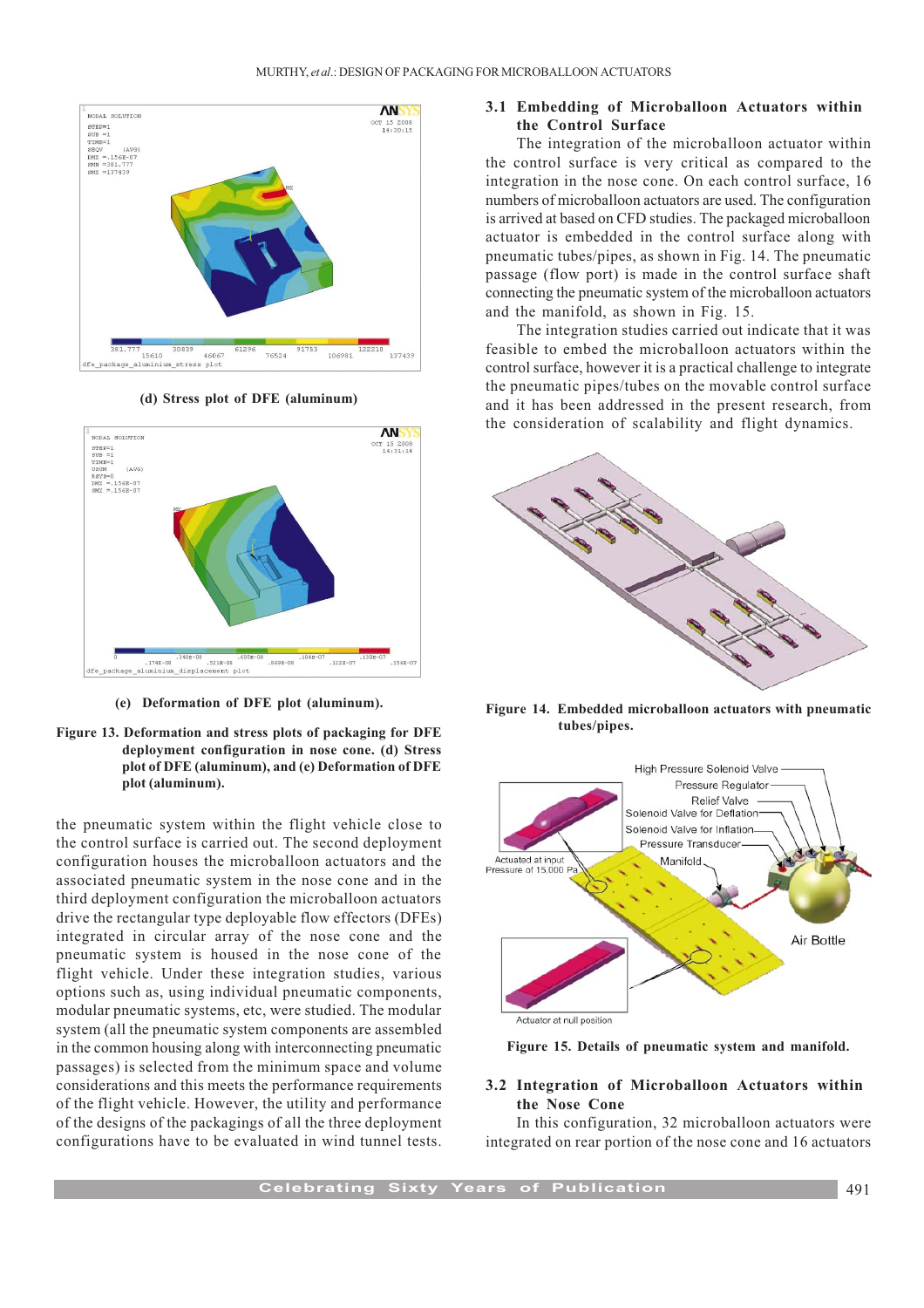(d) Stress plot of DFE (aluminum)

(e) Deformation of DFE plot (aluminum).

**Figure 13. Deformation and stress plots of packaging for DFE deployment configuration in nose cone. (d) Stress plot of DFE (aluminum), and (e) Deformation of DFE plot (aluminum).**

the pneumatic system within the flight vehicle close to the control surface is carried out. The second deployment configuration houses the microballoon actuators and the associated pneumatic system in the nose cone and in the third deployment configuration the microballoon actuators drive the rectangular type deployable flow effectors (DFEs) integrated in circular array of the nose cone and the pneumatic system is housed in the nose cone of the flight vehicle. Under these integration studies, various options such as, using individual pneumatic components, modular pneumatic systems, etc, were studied. The modular system (all the pneumatic system components are assembled in the common housing along with interconnecting pneumatic passages) is selected from the minimum space and volume considerations and this meets the performance requirements of the flight vehicle. However, the utility and performance of the designs of the packagings of all the three deployment configurations have to be evaluated in wind tunnel tests.

### 3.1 Embedding of Microballoon Actuators within the Control Surface

The integration of the microballoon actuator within the control surface is very critical as compared to the integration in the nose cone. On each control surface, 16 numbers of microballoon actuators are used. The configuration is arrived at based on CFD studies. The packaged microballoon actuator is embedded in the control surface along with pneumatic tubes/pipes, as shown in Fig. 14. The pneumatic passage (flow port) is made in the control surface shaft connecting the pneumatic system of the microballoon actuators and the manifold, as shown in Fig. 15.

The integration studies carried out indicate that it was feasible to embed the microballoon actuators within the control surface, however it is a practical challenge to integrate the pneumatic pipes/tubes on the movable control surface and it has been addressed in the present research, from the consideration of scalability and flight dynamics.

**Figure 14. Embedded microballoon actuators with pneumatic tubes/pipes.**

**Figure 15. Details of pneumatic system and manifold.**

### 3.2 Integration of Microballoon Actuators within the Nose Cone

In this configuration, 32 microballoon actuators were integrated on rear portion of the nose cone and 16 actuators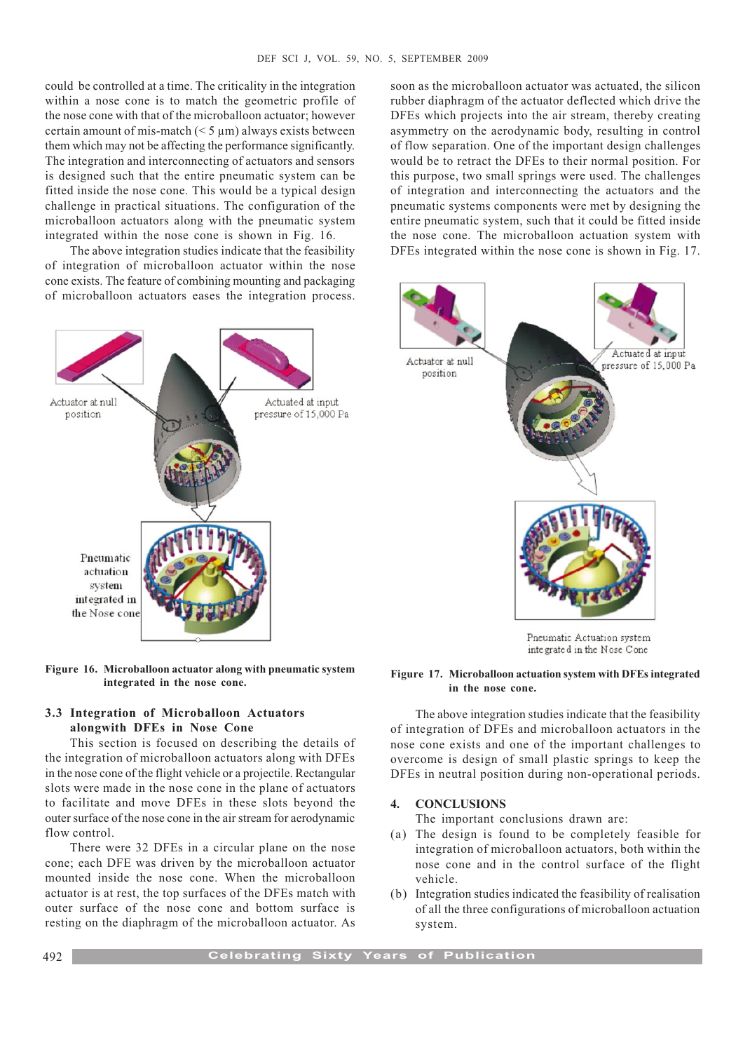could be controlled at a time. The criticality in the integration within a nose cone is to match the geometric profile of the nose cone with that of the microballoon actuator; however certain amount of mis-match (< 5 μm) always exists between them which may not be affecting the performance significantly. The integration and interconnecting of actuators and sensors is designed such that the entire pneumatic system can be fitted inside the nose cone. This would be a typical design challenge in practical situations. The configuration of the microballoon actuators along with the pneumatic system integrated within the nose cone is shown in Fig. 16.

The above integration studies indicate that the feasibility of integration of microballoon actuator within the nose cone exists. The feature of combining mounting and packaging of microballoon actuators eases the integration process.

**Figure 16. Microballoon actuator along with pneumatic system integrated in the nose cone.**

### 3.3 Integration of Microballoon Actuators alongwith DFEs in Nose Cone

This section is focused on describing the details of the integration of microballoon actuators along with DFEs in the nose cone of the flight vehicle or a projectile. Rectangular slots were made in the nose cone in the plane of actuators to facilitate and move DFEs in these slots beyond the outer surface of the nose cone in the air stream for aerodynamic flow control.

There were 32 DFEs in a circular plane on the nose cone; each DFE was driven by the microballoon actuator mounted inside the nose cone. When the microballoon actuator is at rest, the top surfaces of the DFEs match with outer surface of the nose cone and bottom surface is resting on the diaphragm of the microballoon actuator. As soon as the microballoon actuator was actuated, the silicon rubber diaphragm of the actuator deflected which drive the DFEs which projects into the air stream, thereby creating asymmetry on the aerodynamic body, resulting in control of flow separation. One of the important design challenges would be to retract the DFEs to their normal position. For this purpose, two small springs were used. The challenges of integration and interconnecting the actuators and the pneumatic systems components were met by designing the entire pneumatic system, such that it could be fitted inside the nose cone. The microballoon actuation system with DFEs integrated within the nose cone is shown in Fig. 17.

**Figure 17. Microballoon actuation system with DFEs integrated in the nose cone.**

The above integration studies indicate that the feasibility of integration of DFEs and microballoon actuators in the nose cone exists and one of the important challenges to overcome is design of small plastic springs to keep the DFEs in neutral position during non-operational periods.

## 4. CONCLUSIONS

The important conclusions drawn are:

(a) The design is found to be completely feasible for integration of microballoon actuators, both within the nose cone and in the control surface of the flight vehicle.

(b) Integration studies indicated the feasibility of realisation of all the three configurations of microballoon actuation system.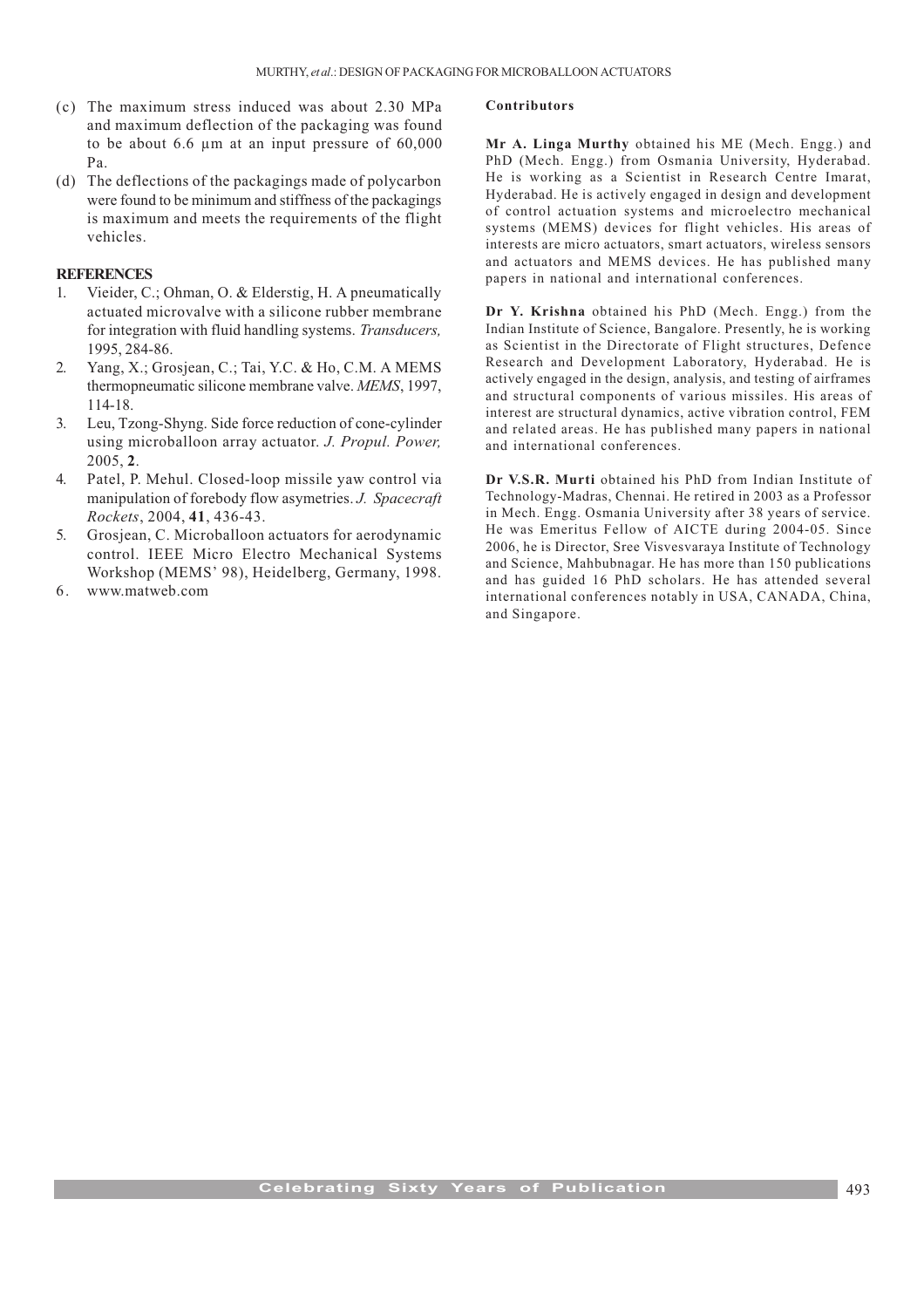(c) The maximum stress induced was about 2.30 MPa and maximum deflection of the packaging was found to be about 6.6 µm at an input pressure of 60,000 Pa.

(d) The deflections of the packagings made of polycarbon were found to be minimum and stiffness of the packagings is maximum and meets the requirements of the flight vehicles.

## REFERENCES

1. Vieider, C.; Ohman, O. & Elderstig, H. A pneumatically actuated microvalve with a silicone rubber membrane for integration with fluid handling systems. *Transducers,* 1995, 284-86.
2. Yang, X.; Grosjean, C.; Tai, Y.C. & Ho, C.M. A MEMS thermopneumatic silicone membrane valve. *MEMS*, 1997, 114-18.
3. Leu, Tzong-Shyng. Side force reduction of cone-cylinder using microballoon array actuator. *J. Propul. Power,* 2005, **2**.
4. Patel, P. Mehul. Closed-loop missile yaw control via manipulation of forebody flow asymetries. *J. Spacecraft Rockets*, 2004, **41**, 436-43.
5. Grosjean, C. Microballoon actuators for aerodynamic control. IEEE Micro Electro Mechanical Systems Workshop (MEMS' 98), Heidelberg, Germany, 1998.
6. www.matweb.com

## Contributors

**Mr A. Linga Murthy** obtained his ME (Mech. Engg.) and PhD (Mech. Engg.) from Osmania University, Hyderabad. He is working as a Scientist in Research Centre Imarat, Hyderabad. He is actively engaged in design and development of control actuation systems and microelectro mechanical systems (MEMS) devices for flight vehicles. His areas of interests are micro actuators, smart actuators, wireless sensors and actuators and MEMS devices. He has published many papers in national and international conferences.

**Dr Y. Krishna** obtained his PhD (Mech. Engg.) from the Indian Institute of Science, Bangalore. Presently, he is working as Scientist in the Directorate of Flight structures, Defence Research and Development Laboratory, Hyderabad. He is actively engaged in the design, analysis, and testing of airframes and structural components of various missiles. His areas of interest are structural dynamics, active vibration control, FEM and related areas. He has published many papers in national and international conferences.

**Dr V.S.R. Murti** obtained his PhD from Indian Institute of Technology-Madras, Chennai. He retired in 2003 as a Professor in Mech. Engg. Osmania University after 38 years of service. He was Emeritus Fellow of AICTE during 2004-05. Since 2006, he is Director, Sree Visvesvaraya Institute of Technology and Science, Mahbubnagar. He has more than 150 publications and has guided 16 PhD scholars. He has attended several international conferences notably in USA, CANADA, China, and Singapore.